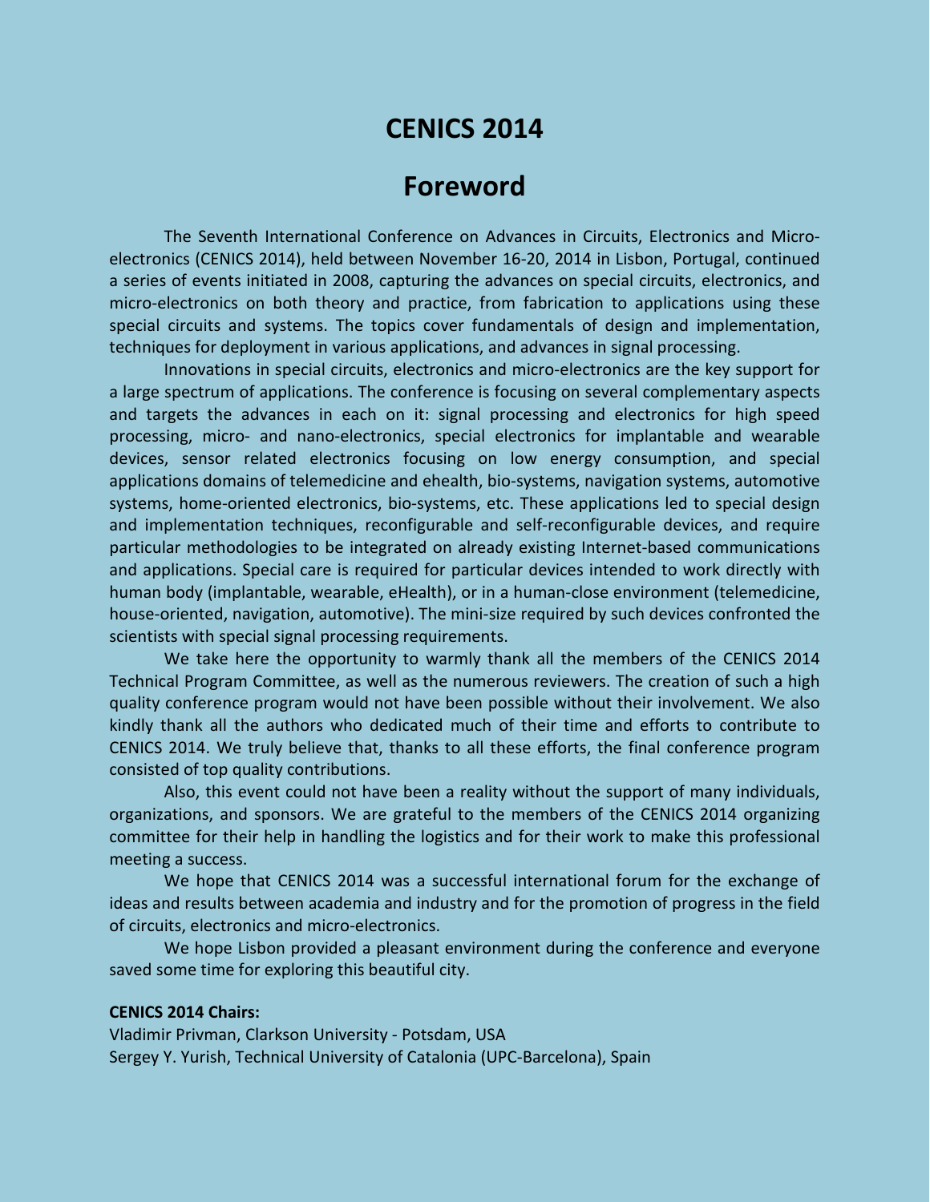# CENICS 2014

## Foreword

The Seventh International Conference on Advances in Circuits, Electronics and Micro-electronics (CENICS 2014), held between November 16-20, 2014 in Lisbon, Portugal, continued a series of events initiated in 2008, capturing the advances on special circuits, electronics, and micro-electronics on both theory and practice, from fabrication to applications using these special circuits and systems. The topics cover fundamentals of design and implementation, techniques for deployment in various applications, and advances in signal processing.

Innovations in special circuits, electronics and micro-electronics are the key support for a large spectrum of applications. The conference is focusing on several complementary aspects and targets the advances in each on it: signal processing and electronics for high speed processing, micro- and nano-electronics, special electronics for implantable and wearable devices, sensor related electronics focusing on low energy consumption, and special applications domains of telemedicine and ehealth, bio-systems, navigation systems, automotive systems, home-oriented electronics, bio-systems, etc. These applications led to special design and implementation techniques, reconfigurable and self-reconfigurable devices, and require particular methodologies to be integrated on already existing Internet-based communications and applications. Special care is required for particular devices intended to work directly with human body (implantable, wearable, eHealth), or in a human-close environment (telemedicine, house-oriented, navigation, automotive). The mini-size required by such devices confronted the scientists with special signal processing requirements.

We take here the opportunity to warmly thank all the members of the CENICS 2014 Technical Program Committee, as well as the numerous reviewers. The creation of such a high quality conference program would not have been possible without their involvement. We also kindly thank all the authors who dedicated much of their time and efforts to contribute to CENICS 2014. We truly believe that, thanks to all these efforts, the final conference program consisted of top quality contributions.

Also, this event could not have been a reality without the support of many individuals, organizations, and sponsors. We are grateful to the members of the CENICS 2014 organizing committee for their help in handling the logistics and for their work to make this professional meeting a success.

We hope that CENICS 2014 was a successful international forum for the exchange of ideas and results between academia and industry and for the promotion of progress in the field of circuits, electronics and micro-electronics.

We hope Lisbon provided a pleasant environment during the conference and everyone saved some time for exploring this beautiful city.

**CENICS 2014 Chairs:**

Vladimir Privman, Clarkson University - Potsdam, USA
Sergey Y. Yurish, Technical University of Catalonia (UPC-Barcelona), Spain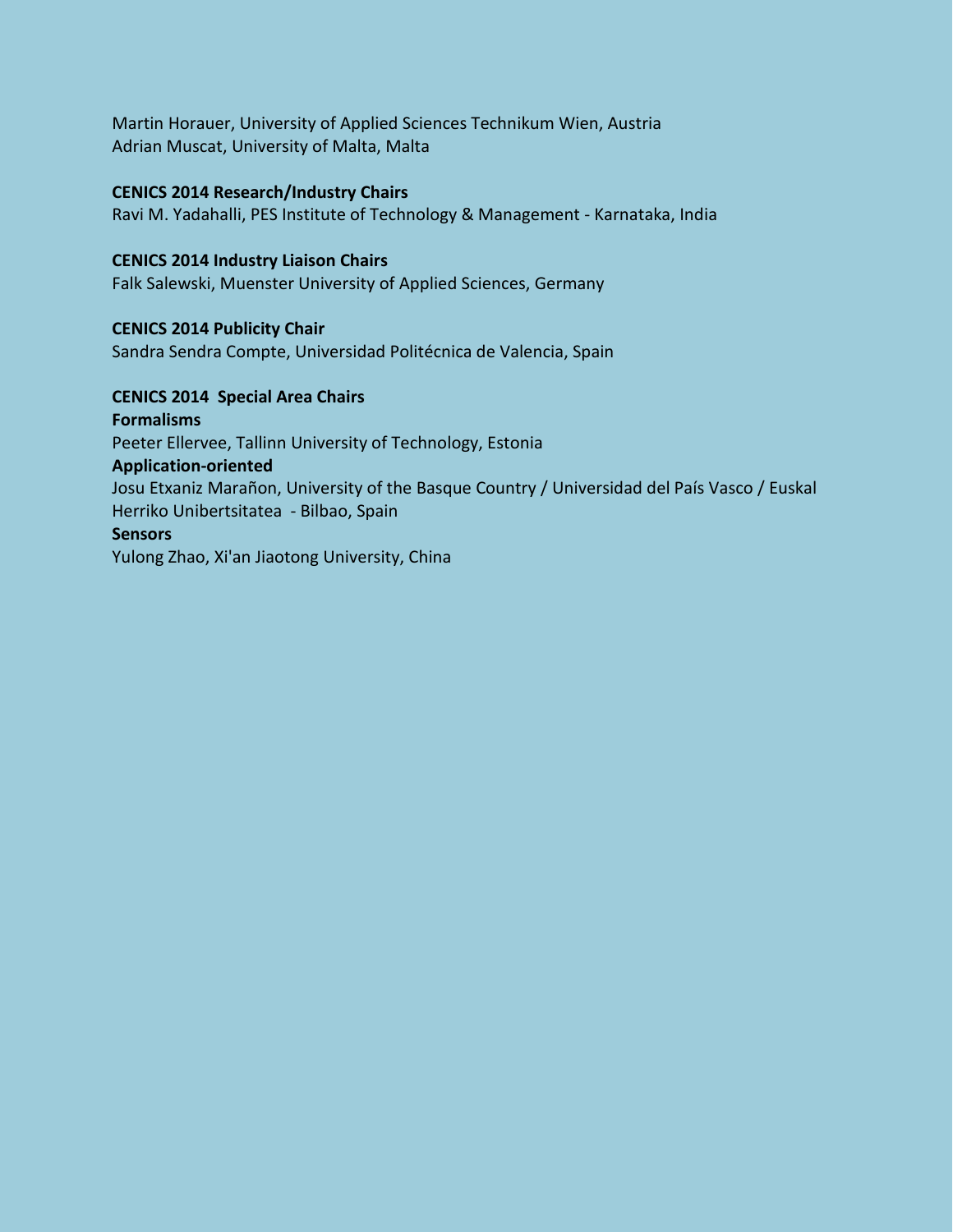Martin Horauer, University of Applied Sciences Technikum Wien, Austria
Adrian Muscat, University of Malta, Malta

**CENICS 2014 Research/Industry Chairs**
Ravi M. Yadahalli, PES Institute of Technology & Management - Karnataka, India

**CENICS 2014 Industry Liaison Chairs**
Falk Salewski, Muenster University of Applied Sciences, Germany

**CENICS 2014 Publicity Chair**
Sandra Sendra Compte, Universidad Politécnica de Valencia, Spain

**CENICS 2014 Special Area Chairs**
**Formalisms**
Peeter Ellervee, Tallinn University of Technology, Estonia
**Application-oriented**
Josu Etxaniz Marañon, University of the Basque Country / Universidad del País Vasco / Euskal Herriko Unibertsitatea - Bilbao, Spain
**Sensors**
Yulong Zhao, Xi'an Jiaotong University, China